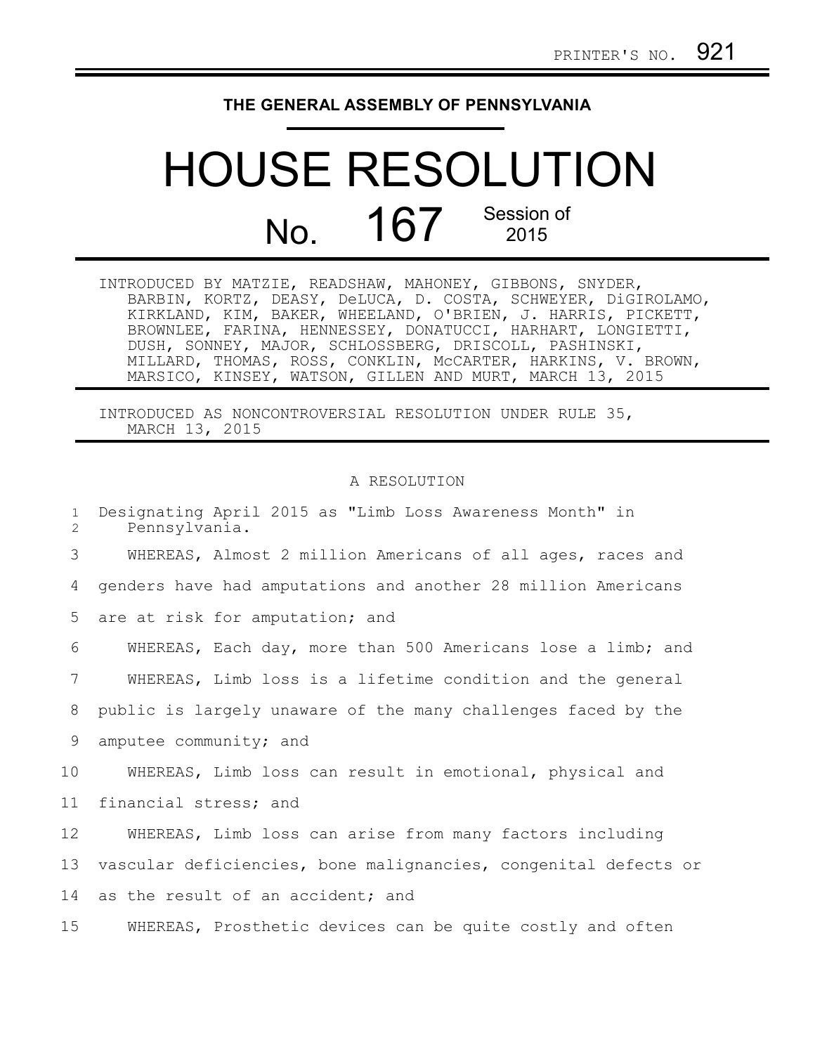PRINTER'S NO. 921

# THE GENERAL ASSEMBLY OF PENNSYLVANIA

# HOUSE RESOLUTION

## No. 167 Session of 2015

INTRODUCED BY MATZIE, READSHAW, MAHONEY, GIBBONS, SNYDER, BARBIN, KORTZ, DEASY, DeLUCA, D. COSTA, SCHWEYER, DiGIROLAMO, KIRKLAND, KIM, BAKER, WHEELAND, O'BRIEN, J. HARRIS, PICKETT, BROWNLEE, FARINA, HENNESSEY, DONATUCCI, HARHART, LONGIETTI, DUSH, SONNEY, MAJOR, SCHLOSSBERG, DRISCOLL, PASHINSKI, MILLARD, THOMAS, ROSS, CONKLIN, McCARTER, HARKINS, V. BROWN, MARSICO, KINSEY, WATSON, GILLEN AND MURT, MARCH 13, 2015

INTRODUCED AS NONCONTROVERSIAL RESOLUTION UNDER RULE 35, MARCH 13, 2015

A RESOLUTION

1 Designating April 2015 as "Limb Loss Awareness Month" in
2 Pennsylvania.

3 WHEREAS, Almost 2 million Americans of all ages, races and
4 genders have had amputations and another 28 million Americans
5 are at risk for amputation; and

6 WHEREAS, Each day, more than 500 Americans lose a limb; and

7 WHEREAS, Limb loss is a lifetime condition and the general
8 public is largely unaware of the many challenges faced by the
9 amputee community; and

10 WHEREAS, Limb loss can result in emotional, physical and
11 financial stress; and

12 WHEREAS, Limb loss can arise from many factors including
13 vascular deficiencies, bone malignancies, congenital defects or
14 as the result of an accident; and

15 WHEREAS, Prosthetic devices can be quite costly and often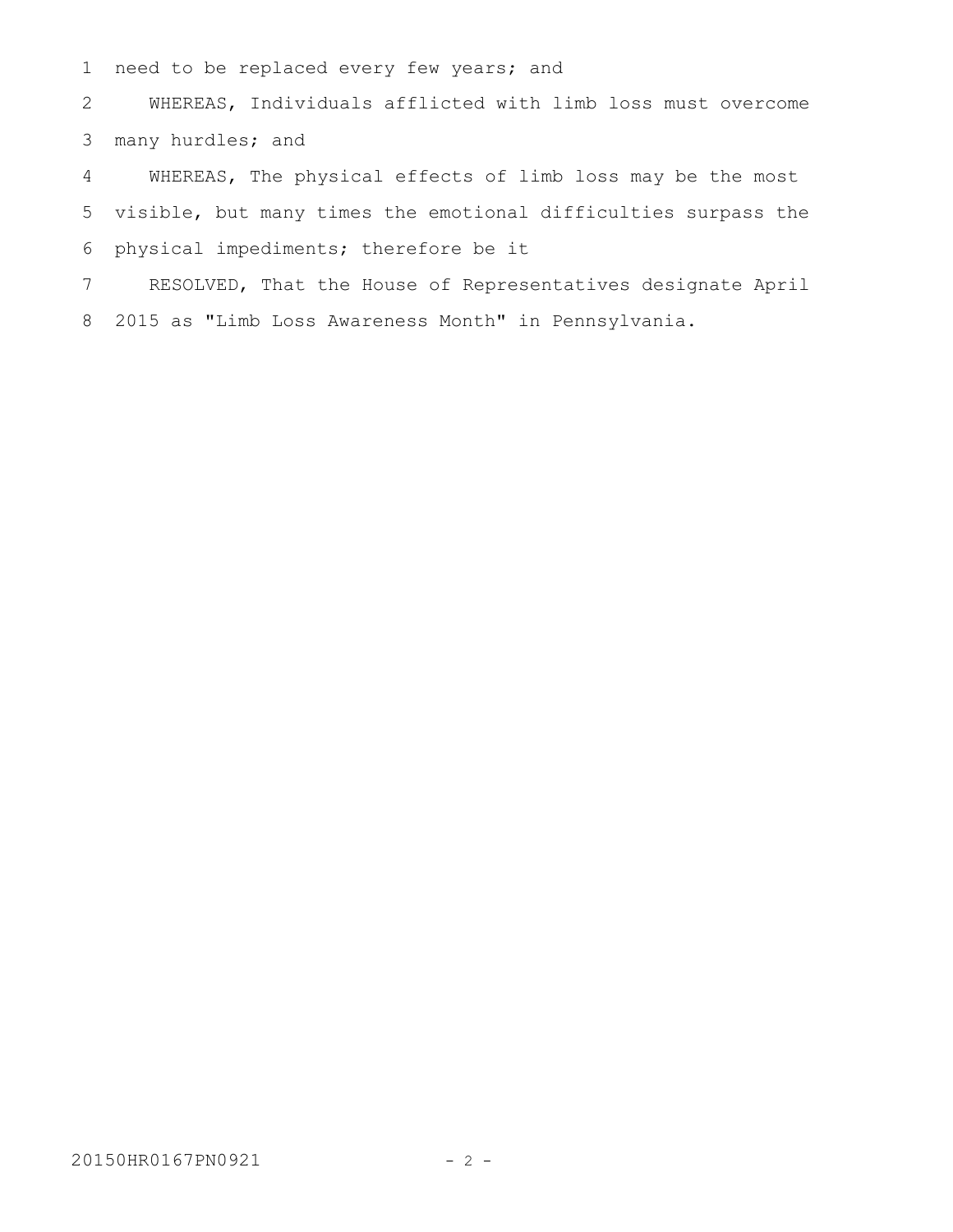need to be replaced every few years; and

WHEREAS, Individuals afflicted with limb loss must overcome many hurdles; and

WHEREAS, The physical effects of limb loss may be the most visible, but many times the emotional difficulties surpass the physical impediments; therefore be it

RESOLVED, That the House of Representatives designate April 2015 as "Limb Loss Awareness Month" in Pennsylvania.